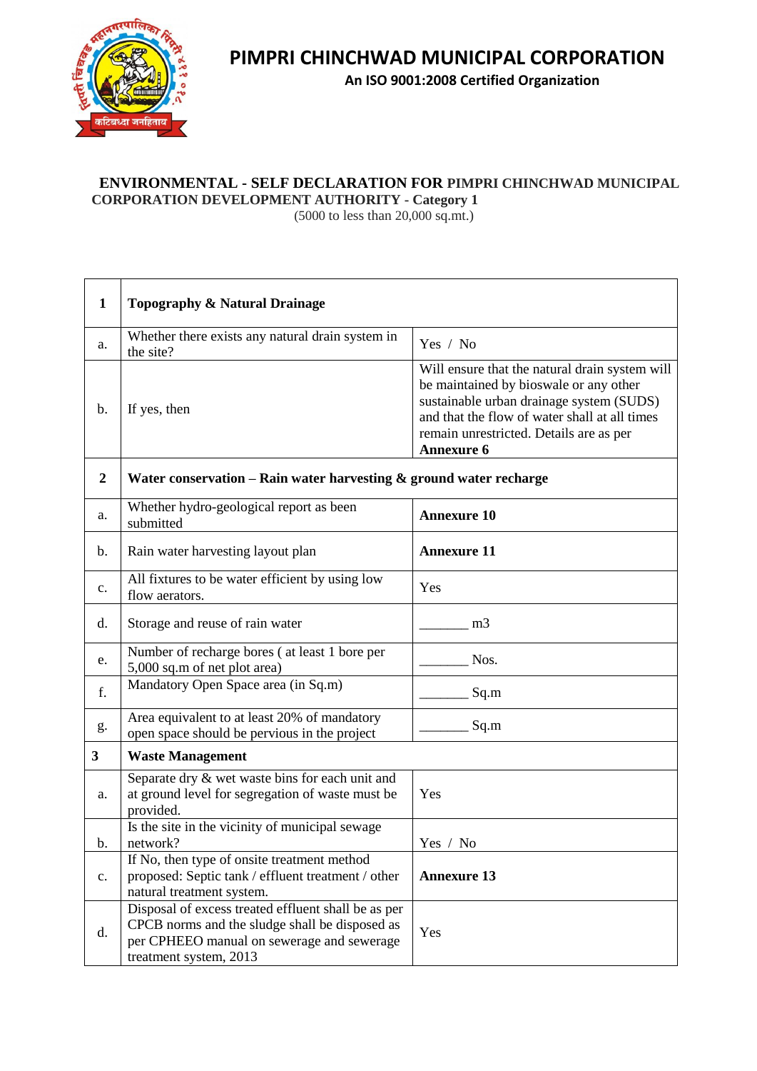# PIMPRI CHINCHWAD MUNICIPAL CORPORATION

**An ISO 9001:2008 Certified Organization**

## ENVIRONMENTAL - SELF DECLARATION FOR PIMPRI CHINCHWAD MUNICIPAL CORPORATION DEVELOPMENT AUTHORITY - Category 1

(5000 to less than 20,000 sq.mt.)

| | | |
|---|---|---|
| **1** | **Topography & Natural Drainage** | |
| a. | Whether there exists any natural drain system in the site? | Yes / No |
| b. | If yes, then | Will ensure that the natural drain system will be maintained by bioswale or any other sustainable urban drainage system (SUDS) and that the flow of water shall at all times remain unrestricted. Details are as per **Annexure 6** |
| **2** | **Water conservation – Rain water harvesting & ground water recharge** | |
| a. | Whether hydro-geological report as been submitted | **Annexure 10** |
| b. | Rain water harvesting layout plan | **Annexure 11** |
| c. | All fixtures to be water efficient by using low flow aerators. | Yes |
| d. | Storage and reuse of rain water | _______ m3 |
| e. | Number of recharge bores ( at least 1 bore per 5,000 sq.m of net plot area) | _______ Nos. |
| f. | Mandatory Open Space area (in Sq.m) | _______ Sq.m |
| g. | Area equivalent to at least 20% of mandatory open space should be pervious in the project | _______ Sq.m |
| **3** | **Waste Management** | |
| a. | Separate dry & wet waste bins for each unit and at ground level for segregation of waste must be provided. | Yes |
| b. | Is the site in the vicinity of municipal sewage network? | Yes / No |
| c. | If No, then type of onsite treatment method proposed: Septic tank / effluent treatment / other natural treatment system. | **Annexure 13** |
| d. | Disposal of excess treated effluent shall be as per CPCB norms and the sludge shall be disposed as per CPHEEO manual on sewerage and sewerage treatment system, 2013 | Yes |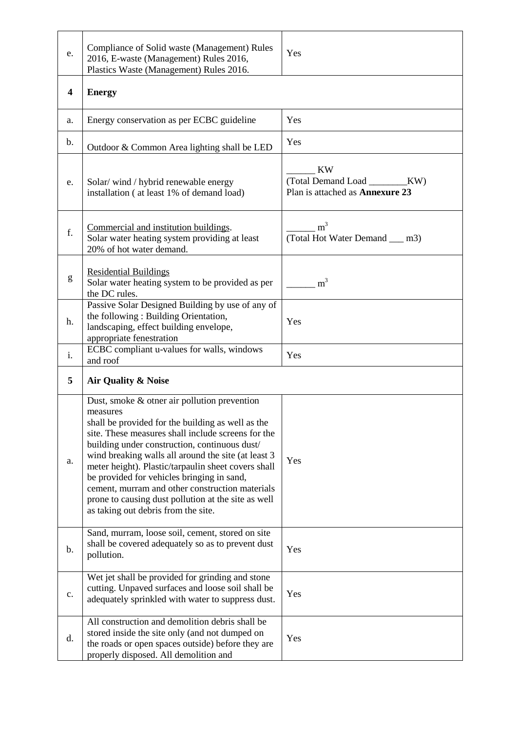| | | |
|---|---|---|
| e. | Compliance of Solid waste (Management) Rules 2016, E-waste (Management) Rules 2016, Plastics Waste (Management) Rules 2016. | Yes |
| **4** | **Energy** | |
| a. | Energy conservation as per ECBC guideline | Yes |
| b. | Outdoor & Common Area lighting shall be LED | Yes |
| e. | Solar/ wind / hybrid renewable energy installation ( at least 1% of demand load) | ______ KW<br>(Total Demand Load ________KW)<br>Plan is attached as **Annexure 23** |
| f. | <u>Commercial and institution buildings</u>.<br>Solar water heating system providing at least 20% of hot water demand. | ______ $m^3$<br>(Total Hot Water Demand ___ m3) |
| g | <u>Residential Buildings</u><br>Solar water heating system to be provided as per the DC rules. | ______ $m^3$ |
| h. | Passive Solar Designed Building by use of any of the following : Building Orientation, landscaping, effect building envelope, appropriate fenestration | Yes |
| i. | ECBC compliant u-values for walls, windows and roof | Yes |
| **5** | **Air Quality & Noise** | |
| a. | Dust, smoke & otner air pollution prevention measures<br>shall be provided for the building as well as the site. These measures shall include screens for the building under construction, continuous dust/ wind breaking walls all around the site (at least 3 meter height). Plastic/tarpaulin sheet covers shall be provided for vehicles bringing in sand, cement, murram and other construction materials prone to causing dust pollution at the site as well as taking out debris from the site. | Yes |
| b. | Sand, murram, loose soil, cement, stored on site shall be covered adequately so as to prevent dust pollution. | Yes |
| c. | Wet jet shall be provided for grinding and stone cutting. Unpaved surfaces and loose soil shall be adequately sprinkled with water to suppress dust. | Yes |
| d. | All construction and demolition debris shall be stored inside the site only (and not dumped on the roads or open spaces outside) before they are properly disposed. All demolition and | Yes |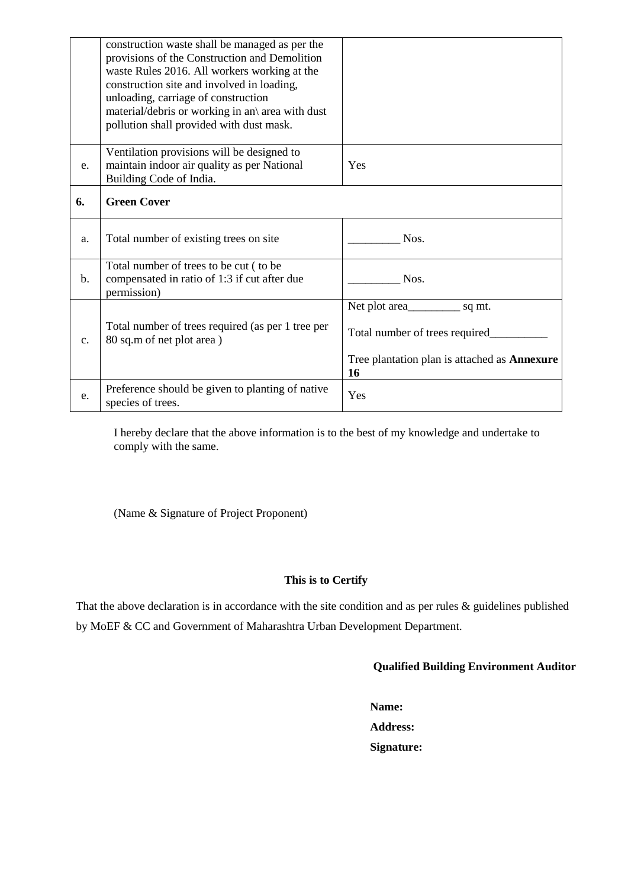| | | |
|---|---|---|
| | construction waste shall be managed as per the provisions of the Construction and Demolition waste Rules 2016. All workers working at the construction site and involved in loading, unloading, carriage of construction material/debris or working in an\ area with dust pollution shall provided with dust mask. | |
| e. | Ventilation provisions will be designed to maintain indoor air quality as per National Building Code of India. | Yes |
| **6.** | **Green Cover** | |
| a. | Total number of existing trees on site | _________ Nos. |
| b. | Total number of trees to be cut ( to be compensated in ratio of 1:3 if cut after due permission) | _________ Nos. |
| c. | Total number of trees required (as per 1 tree per 80 sq.m of net plot area ) | Net plot area_________ sq mt.<br><br>Total number of trees required__________<br><br>Tree plantation plan is attached as **Annexure 16** |
| e. | Preference should be given to planting of native species of trees. | Yes |

I hereby declare that the above information is to the best of my knowledge and undertake to comply with the same.

(Name & Signature of Project Proponent)

**This is to Certify**

That the above declaration is in accordance with the site condition and as per rules & guidelines published by MoEF & CC and Government of Maharashtra Urban Development Department.

**Qualified Building Environment Auditor**

**Name:**

**Address:**

**Signature:**